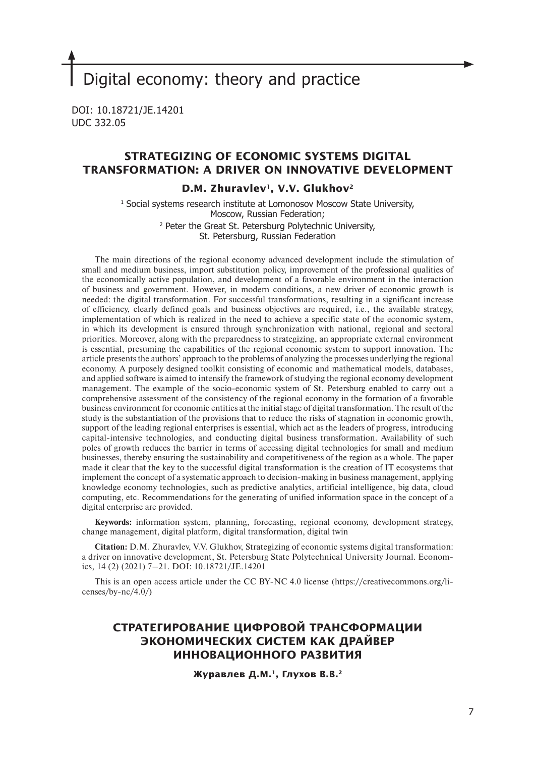# Digital economy: theory and practice

DOI: 10.18721/JE.14201
UDC 332.05

## STRATEGIZING OF ECONOMIC SYSTEMS DIGITAL TRANSFORMATION: A DRIVER ON INNOVATIVE DEVELOPMENT

**D.M. Zhuravlev[1], V.V. Glukhov[2]**

[1] Social systems research institute at Lomonosov Moscow State University, Moscow, Russian Federation;
[2] Peter the Great St. Petersburg Polytechnic University, St. Petersburg, Russian Federation

The main directions of the regional economy advanced development include the stimulation of small and medium business, import substitution policy, improvement of the professional qualities of the economically active population, and development of a favorable environment in the interaction of business and government. However, in modern conditions, a new driver of economic growth is needed: the digital transformation. For successful transformations, resulting in a significant increase of efficiency, clearly defined goals and business objectives are required, i.e., the available strategy, implementation of which is realized in the need to achieve a specific state of the economic system, in which its development is ensured through synchronization with national, regional and sectoral priorities. Moreover, along with the preparedness to strategizing, an appropriate external environment is essential, presuming the capabilities of the regional economic system to support innovation. The article presents the authors' approach to the problems of analyzing the processes underlying the regional economy. A purposely designed toolkit consisting of economic and mathematical models, databases, and applied software is aimed to intensify the framework of studying the regional economy development management. The example of the socio-economic system of St. Petersburg enabled to carry out a comprehensive assessment of the consistency of the regional economy in the formation of a favorable business environment for economic entities at the initial stage of digital transformation. The result of the study is the substantiation of the provisions that to reduce the risks of stagnation in economic growth, support of the leading regional enterprises is essential, which act as the leaders of progress, introducing capital-intensive technologies, and conducting digital business transformation. Availability of such poles of growth reduces the barrier in terms of accessing digital technologies for small and medium businesses, thereby ensuring the sustainability and competitiveness of the region as a whole. The paper made it clear that the key to the successful digital transformation is the creation of IT ecosystems that implement the concept of a systematic approach to decision-making in business management, applying knowledge economy technologies, such as predictive analytics, artificial intelligence, big data, cloud computing, etc. Recommendations for the generating of unified information space in the concept of a digital enterprise are provided.

**Keywords:** information system, planning, forecasting, regional economy, development strategy, change management, digital platform, digital transformation, digital twin

**Citation:** D.M. Zhuravlev, V.V. Glukhov, Strategizing of economic systems digital transformation: a driver on innovative development, St. Petersburg State Polytechnical University Journal. Economics, 14 (2) (2021) 7–21. DOI: 10.18721/JE.14201

This is an open access article under the CC BY-NC 4.0 license (https://creativecommons.org/licenses/by-nc/4.0/)

## СТРАТЕГИРОВАНИЕ ЦИФРОВОЙ ТРАНСФОРМАЦИИ ЭКОНОМИЧЕСКИХ СИСТЕМ КАК ДРАЙВЕР ИННОВАЦИОННОГО РАЗВИТИЯ

**Журавлев Д.М.[1], Глухов В.В.[2]**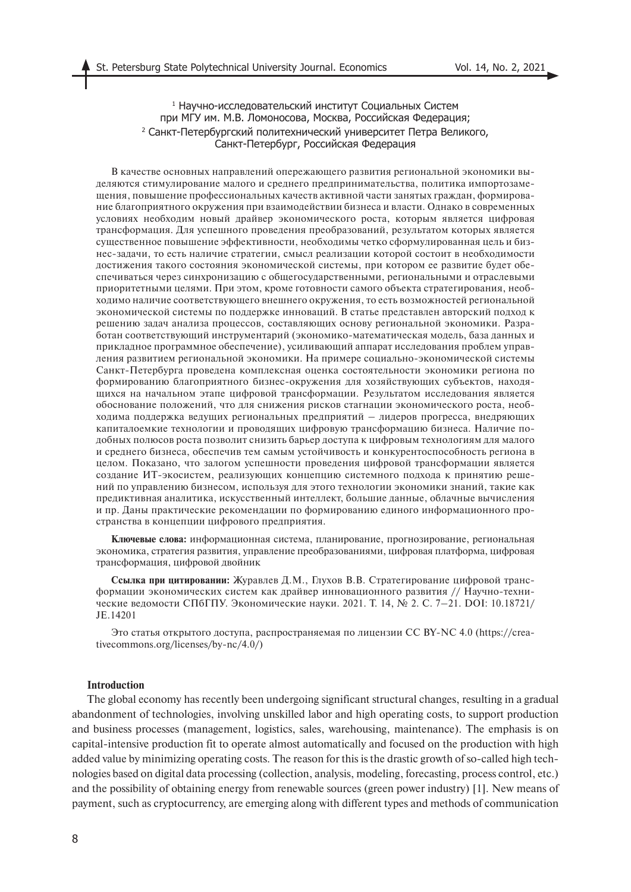[1] Научно-исследовательский институт Социальных Систем при МГУ им. М.В. Ломоносова, Москва, Российская Федерация;
[2] Санкт-Петербургский политехнический университет Петра Великого, Санкт-Петербург, Российская Федерация

В качестве основных направлений опережающего развития региональной экономики выделяются стимулирование малого и среднего предпринимательства, политика импортозамещения, повышение профессиональных качеств активной части занятых граждан, формирование благоприятного окружения при взаимодействии бизнеса и власти. Однако в современных условиях необходим новый драйвер экономического роста, которым является цифровая трансформация. Для успешного проведения преобразований, результатом которых является существенное повышение эффективности, необходимы четко сформулированная цель и бизнес-задачи, то есть наличие стратегии, смысл реализации которой состоит в необходимости достижения такого состояния экономической системы, при котором ее развитие будет обеспечиваться через синхронизацию с общегосударственными, региональными и отраслевыми приоритетными целями. При этом, кроме готовности самого объекта стратегирования, необходимо наличие соответствующего внешнего окружения, то есть возможностей региональной экономической системы по поддержке инноваций. В статье представлен авторский подход к решению задач анализа процессов, составляющих основу региональной экономики. Разработан соответствующий инструментарий (экономико-математическая модель, база данных и прикладное программное обеспечение), усиливающий аппарат исследования проблем управления развитием региональной экономики. На примере социально-экономической системы Санкт-Петербурга проведена комплексная оценка состоятельности экономики региона по формированию благоприятного бизнес-окружения для хозяйствующих субъектов, находящихся на начальном этапе цифровой трансформации. Результатом исследования является обоснование положений, что для снижения рисков стагнации экономического роста, необходима поддержка ведущих региональных предприятий – лидеров прогресса, внедряющих капиталоемкие технологии и проводящих цифровую трансформацию бизнеса. Наличие подобных полюсов роста позволит снизить барьер доступа к цифровым технологиям для малого и среднего бизнеса, обеспечив тем самым устойчивость и конкурентоспособность региона в целом. Показано, что залогом успешности проведения цифровой трансформации является создание ИТ-экосистем, реализующих концепцию системного подхода к принятию решений по управлению бизнесом, используя для этого технологии экономики знаний, такие как предиктивная аналитика, искусственный интеллект, большие данные, облачные вычисления и пр. Даны практические рекомендации по формированию единого информационного пространства в концепции цифрового предприятия.

**Ключевые слова:** информационная система, планирование, прогнозирование, региональная экономика, стратегия развития, управление преобразованиями, цифровая платформа, цифровая трансформация, цифровой двойник

**Ссылка при цитировании:** Журавлев Д.М., Глухов В.В. Стратегирование цифровой трансформации экономических систем как драйвер инновационного развития // Научно-технические ведомости СПбГПУ. Экономические науки. 2021. Т. 14, № 2. С. 7–21. DOI: 10.18721/JE.14201

Это статья открытого доступа, распространяемая по лицензии CC BY-NC 4.0 (https://creativecommons.org/licenses/by-nc/4.0/)

## Introduction

The global economy has recently been undergoing significant structural changes, resulting in a gradual abandonment of technologies, involving unskilled labor and high operating costs, to support production and business processes (management, logistics, sales, warehousing, maintenance). The emphasis is on capital-intensive production fit to operate almost automatically and focused on the production with high added value by minimizing operating costs. The reason for this is the drastic growth of so-called high technologies based on digital data processing (collection, analysis, modeling, forecasting, process control, etc.) and the possibility of obtaining energy from renewable sources (green power industry) [1]. New means of payment, such as cryptocurrency, are emerging along with different types and methods of communication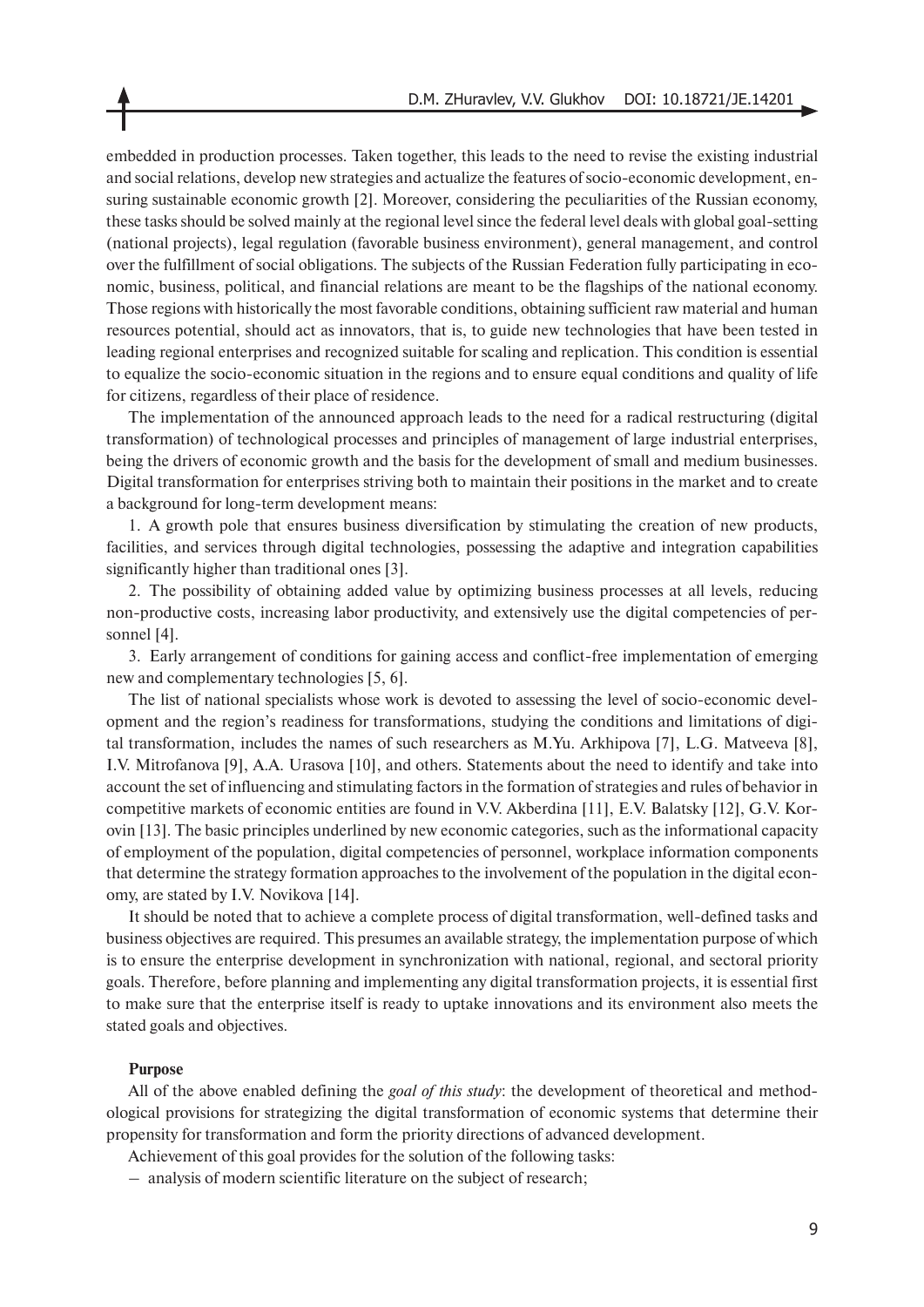embedded in production processes. Taken together, this leads to the need to revise the existing industrial and social relations, develop new strategies and actualize the features of socio-economic development, ensuring sustainable economic growth [2]. Moreover, considering the peculiarities of the Russian economy, these tasks should be solved mainly at the regional level since the federal level deals with global goal-setting (national projects), legal regulation (favorable business environment), general management, and control over the fulfillment of social obligations. The subjects of the Russian Federation fully participating in economic, business, political, and financial relations are meant to be the flagships of the national economy. Those regions with historically the most favorable conditions, obtaining sufficient raw material and human resources potential, should act as innovators, that is, to guide new technologies that have been tested in leading regional enterprises and recognized suitable for scaling and replication. This condition is essential to equalize the socio-economic situation in the regions and to ensure equal conditions and quality of life for citizens, regardless of their place of residence.

The implementation of the announced approach leads to the need for a radical restructuring (digital transformation) of technological processes and principles of management of large industrial enterprises, being the drivers of economic growth and the basis for the development of small and medium businesses. Digital transformation for enterprises striving both to maintain their positions in the market and to create a background for long-term development means:

1. A growth pole that ensures business diversification by stimulating the creation of new products, facilities, and services through digital technologies, possessing the adaptive and integration capabilities significantly higher than traditional ones [3].

2. The possibility of obtaining added value by optimizing business processes at all levels, reducing non-productive costs, increasing labor productivity, and extensively use the digital competencies of personnel [4].

3. Early arrangement of conditions for gaining access and conflict-free implementation of emerging new and complementary technologies [5, 6].

The list of national specialists whose work is devoted to assessing the level of socio-economic development and the region's readiness for transformations, studying the conditions and limitations of digital transformation, includes the names of such researchers as M.Yu. Arkhipova [7], L.G. Matveeva [8], I.V. Mitrofanova [9], A.A. Urasova [10], and others. Statements about the need to identify and take into account the set of influencing and stimulating factors in the formation of strategies and rules of behavior in competitive markets of economic entities are found in V.V. Akberdina [11], E.V. Balatsky [12], G.V. Korovin [13]. The basic principles underlined by new economic categories, such as the informational capacity of employment of the population, digital competencies of personnel, workplace information components that determine the strategy formation approaches to the involvement of the population in the digital economy, are stated by I.V. Novikova [14].

It should be noted that to achieve a complete process of digital transformation, well-defined tasks and business objectives are required. This presumes an available strategy, the implementation purpose of which is to ensure the enterprise development in synchronization with national, regional, and sectoral priority goals. Therefore, before planning and implementing any digital transformation projects, it is essential first to make sure that the enterprise itself is ready to uptake innovations and its environment also meets the stated goals and objectives.

**Purpose**

All of the above enabled defining the *goal of this study*: the development of theoretical and methodological provisions for strategizing the digital transformation of economic systems that determine their propensity for transformation and form the priority directions of advanced development.

Achievement of this goal provides for the solution of the following tasks:

– analysis of modern scientific literature on the subject of research;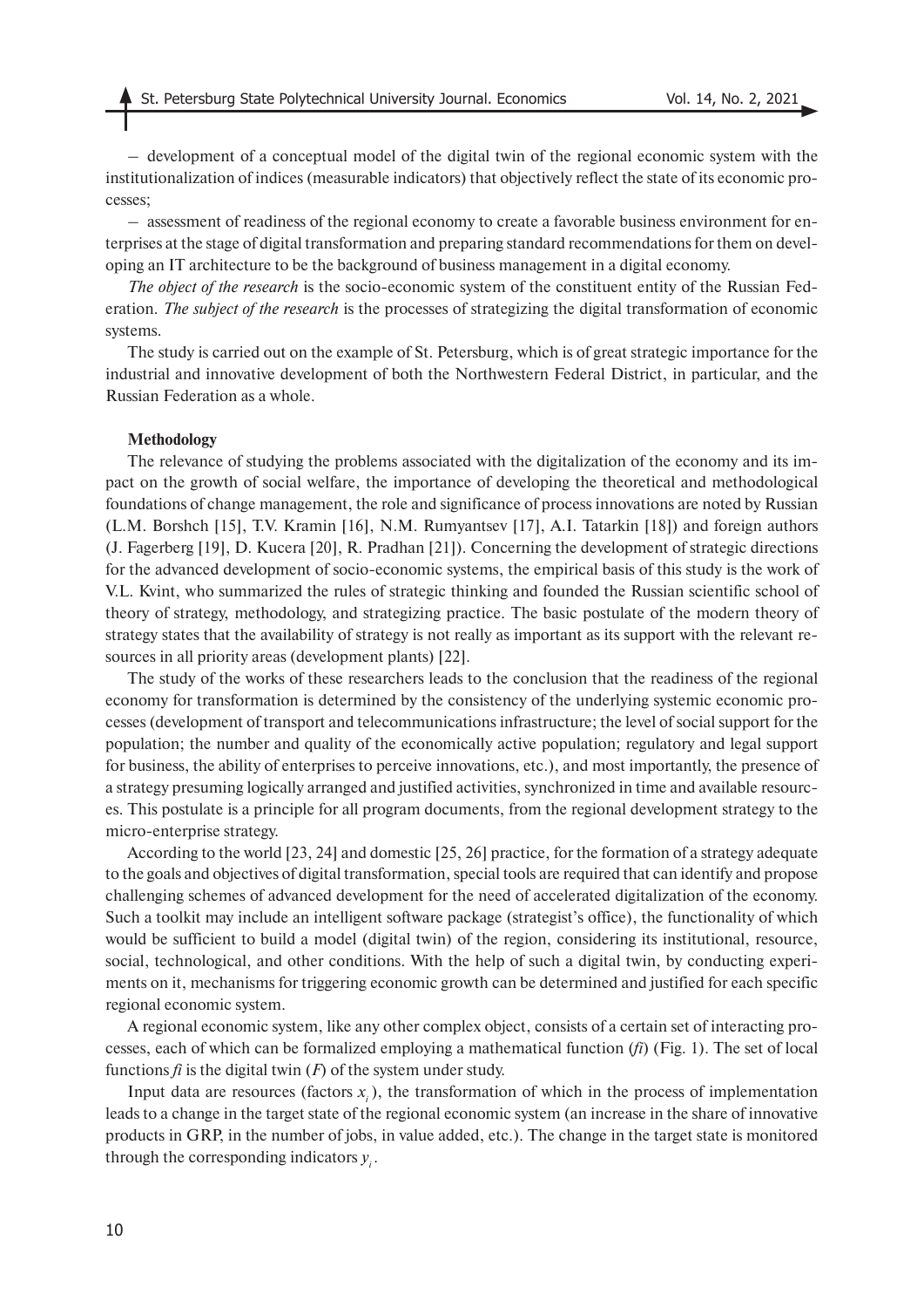– development of a conceptual model of the digital twin of the regional economic system with the institutionalization of indices (measurable indicators) that objectively reflect the state of its economic processes;

– assessment of readiness of the regional economy to create a favorable business environment for enterprises at the stage of digital transformation and preparing standard recommendations for them on developing an IT architecture to be the background of business management in a digital economy.

*The object of the research* is the socio-economic system of the constituent entity of the Russian Federation. *The subject of the research* is the processes of strategizing the digital transformation of economic systems.

The study is carried out on the example of St. Petersburg, which is of great strategic importance for the industrial and innovative development of both the Northwestern Federal District, in particular, and the Russian Federation as a whole.

## Methodology

The relevance of studying the problems associated with the digitalization of the economy and its impact on the growth of social welfare, the importance of developing the theoretical and methodological foundations of change management, the role and significance of process innovations are noted by Russian (L.M. Borshch [15], T.V. Kramin [16], N.M. Rumyantsev [17], A.I. Tatarkin [18]) and foreign authors (J. Fagerberg [19], D. Kucera [20], R. Pradhan [21]). Concerning the development of strategic directions for the advanced development of socio-economic systems, the empirical basis of this study is the work of V.L. Kvint, who summarized the rules of strategic thinking and founded the Russian scientific school of theory of strategy, methodology, and strategizing practice. The basic postulate of the modern theory of strategy states that the availability of strategy is not really as important as its support with the relevant resources in all priority areas (development plants) [22].

The study of the works of these researchers leads to the conclusion that the readiness of the regional economy for transformation is determined by the consistency of the underlying systemic economic processes (development of transport and telecommunications infrastructure; the level of social support for the population; the number and quality of the economically active population; regulatory and legal support for business, the ability of enterprises to perceive innovations, etc.), and most importantly, the presence of a strategy presuming logically arranged and justified activities, synchronized in time and available resources. This postulate is a principle for all program documents, from the regional development strategy to the micro-enterprise strategy.

According to the world [23, 24] and domestic [25, 26] practice, for the formation of a strategy adequate to the goals and objectives of digital transformation, special tools are required that can identify and propose challenging schemes of advanced development for the need of accelerated digitalization of the economy. Such a toolkit may include an intelligent software package (strategist's office), the functionality of which would be sufficient to build a model (digital twin) of the region, considering its institutional, resource, social, technological, and other conditions. With the help of such a digital twin, by conducting experiments on it, mechanisms for triggering economic growth can be determined and justified for each specific regional economic system.

A regional economic system, like any other complex object, consists of a certain set of interacting processes, each of which can be formalized employing a mathematical function ($fi$) (Fig. 1). The set of local functions $fi$ is the digital twin ($F$) of the system under study.

Input data are resources (factors $x_i$), the transformation of which in the process of implementation leads to a change in the target state of the regional economic system (an increase in the share of innovative products in GRP, in the number of jobs, in value added, etc.). The change in the target state is monitored through the corresponding indicators $y_i$.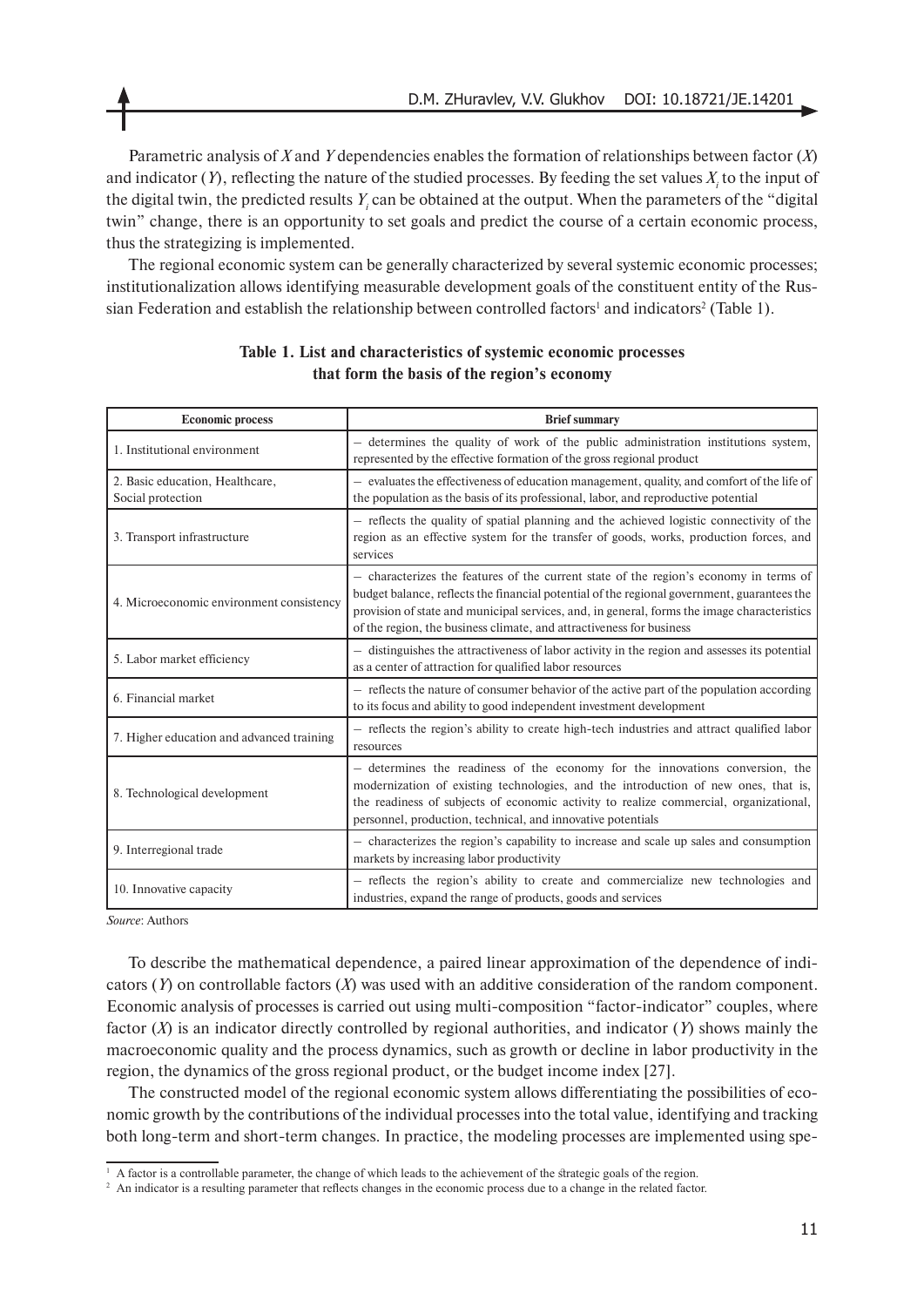Parametric analysis of $X$ and $Y$ dependencies enables the formation of relationships between factor ($X$) and indicator ($Y$), reflecting the nature of the studied processes. By feeding the set values $X_i$ to the input of the digital twin, the predicted results $Y_i$ can be obtained at the output. When the parameters of the "digital twin" change, there is an opportunity to set goals and predict the course of a certain economic process, thus the strategizing is implemented.

The regional economic system can be generally characterized by several systemic economic processes; institutionalization allows identifying measurable development goals of the constituent entity of the Russian Federation and establish the relationship between controlled factors[1] and indicators[2] (Table 1).

**Table 1. List and characteristics of systemic economic processes that form the basis of the region's economy**

| Economic process | Brief summary |
|---|---|
| 1. Institutional environment | – determines the quality of work of the public administration institutions system, represented by the effective formation of the gross regional product |
| 2. Basic education, Healthcare, Social protection | – evaluates the effectiveness of education management, quality, and comfort of the life of the population as the basis of its professional, labor, and reproductive potential |
| 3. Transport infrastructure | – reflects the quality of spatial planning and the achieved logistic connectivity of the region as an effective system for the transfer of goods, works, production forces, and services |
| 4. Microeconomic environment consistency | – characterizes the features of the current state of the region's economy in terms of budget balance, reflects the financial potential of the regional government, guarantees the provision of state and municipal services, and, in general, forms the image characteristics of the region, the business climate, and attractiveness for business |
| 5. Labor market efficiency | – distinguishes the attractiveness of labor activity in the region and assesses its potential as a center of attraction for qualified labor resources |
| 6. Financial market | – reflects the nature of consumer behavior of the active part of the population according to its focus and ability to good independent investment development |
| 7. Higher education and advanced training | – reflects the region's ability to create high-tech industries and attract qualified labor resources |
| 8. Technological development | – determines the readiness of the economy for the innovations conversion, the modernization of existing technologies, and the introduction of new ones, that is, the readiness of subjects of economic activity to realize commercial, organizational, personnel, production, technical, and innovative potentials |
| 9. Interregional trade | – characterizes the region's capability to increase and scale up sales and consumption markets by increasing labor productivity |
| 10. Innovative capacity | – reflects the region's ability to create and commercialize new technologies and industries, expand the range of products, goods and services |

*Source*: Authors

To describe the mathematical dependence, a paired linear approximation of the dependence of indicators ($Y$) on controllable factors ($X$) was used with an additive consideration of the random component. Economic analysis of processes is carried out using multi-composition "factor-indicator" couples, where factor ($X$) is an indicator directly controlled by regional authorities, and indicator ($Y$) shows mainly the macroeconomic quality and the process dynamics, such as growth or decline in labor productivity in the region, the dynamics of the gross regional product, or the budget income index [27].

The constructed model of the regional economic system allows differentiating the possibilities of economic growth by the contributions of the individual processes into the total value, identifying and tracking both long-term and short-term changes. In practice, the modeling processes are implemented using spe-

[1] A factor is a controllable parameter, the change of which leads to the achievement of the strategic goals of the region.

[2] An indicator is a resulting parameter that reflects changes in the economic process due to a change in the related factor.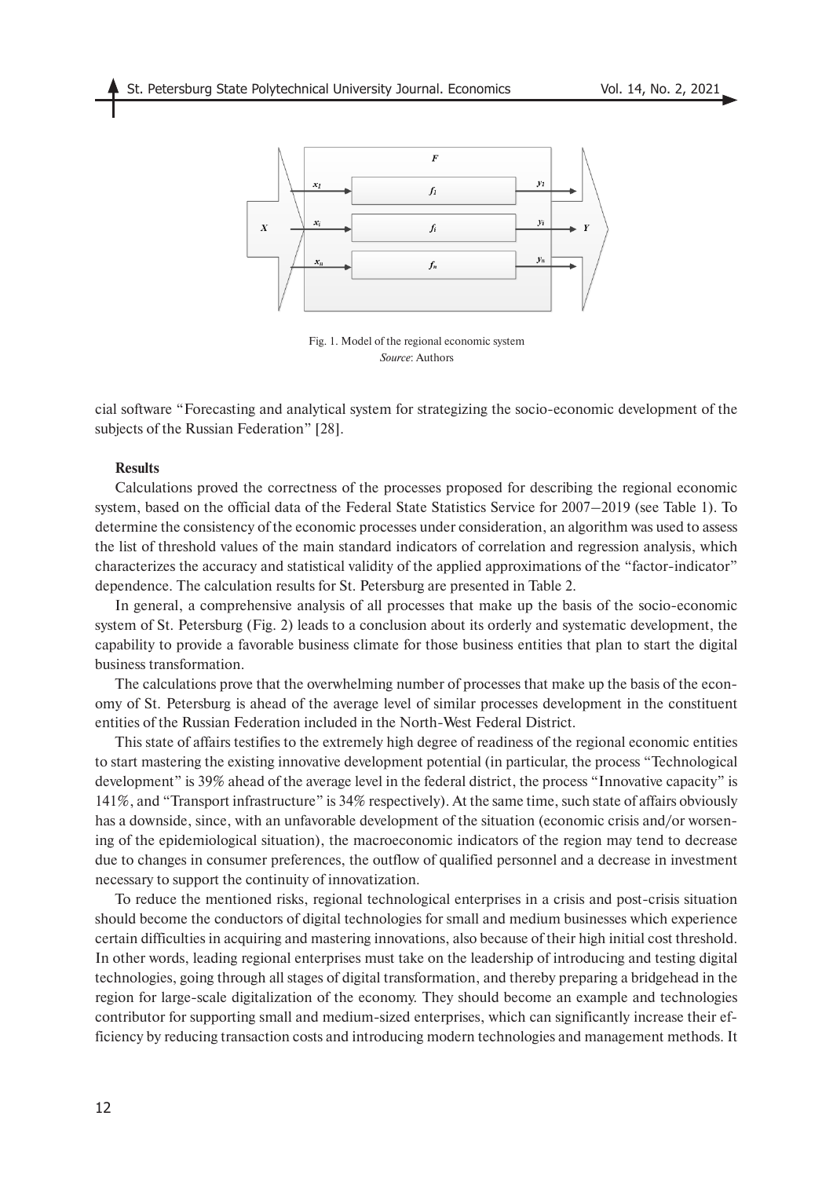Fig. 1. Model of the regional economic system
*Source*: Authors

cial software "Forecasting and analytical system for strategizing the socio-economic development of the subjects of the Russian Federation" [28].

**Results**

Calculations proved the correctness of the processes proposed for describing the regional economic system, based on the official data of the Federal State Statistics Service for 2007–2019 (see Table 1). To determine the consistency of the economic processes under consideration, an algorithm was used to assess the list of threshold values of the main standard indicators of correlation and regression analysis, which characterizes the accuracy and statistical validity of the applied approximations of the "factor-indicator" dependence. The calculation results for St. Petersburg are presented in Table 2.

In general, a comprehensive analysis of all processes that make up the basis of the socio-economic system of St. Petersburg (Fig. 2) leads to a conclusion about its orderly and systematic development, the capability to provide a favorable business climate for those business entities that plan to start the digital business transformation.

The calculations prove that the overwhelming number of processes that make up the basis of the economy of St. Petersburg is ahead of the average level of similar processes development in the constituent entities of the Russian Federation included in the North-West Federal District.

This state of affairs testifies to the extremely high degree of readiness of the regional economic entities to start mastering the existing innovative development potential (in particular, the process "Technological development" is 39% ahead of the average level in the federal district, the process "Innovative capacity" is 141%, and "Transport infrastructure" is 34% respectively). At the same time, such state of affairs obviously has a downside, since, with an unfavorable development of the situation (economic crisis and/or worsening of the epidemiological situation), the macroeconomic indicators of the region may tend to decrease due to changes in consumer preferences, the outflow of qualified personnel and a decrease in investment necessary to support the continuity of innovatization.

To reduce the mentioned risks, regional technological enterprises in a crisis and post-crisis situation should become the conductors of digital technologies for small and medium businesses which experience certain difficulties in acquiring and mastering innovations, also because of their high initial cost threshold. In other words, leading regional enterprises must take on the leadership of introducing and testing digital technologies, going through all stages of digital transformation, and thereby preparing a bridgehead in the region for large-scale digitalization of the economy. They should become an example and technologies contributor for supporting small and medium-sized enterprises, which can significantly increase their efficiency by reducing transaction costs and introducing modern technologies and management methods. It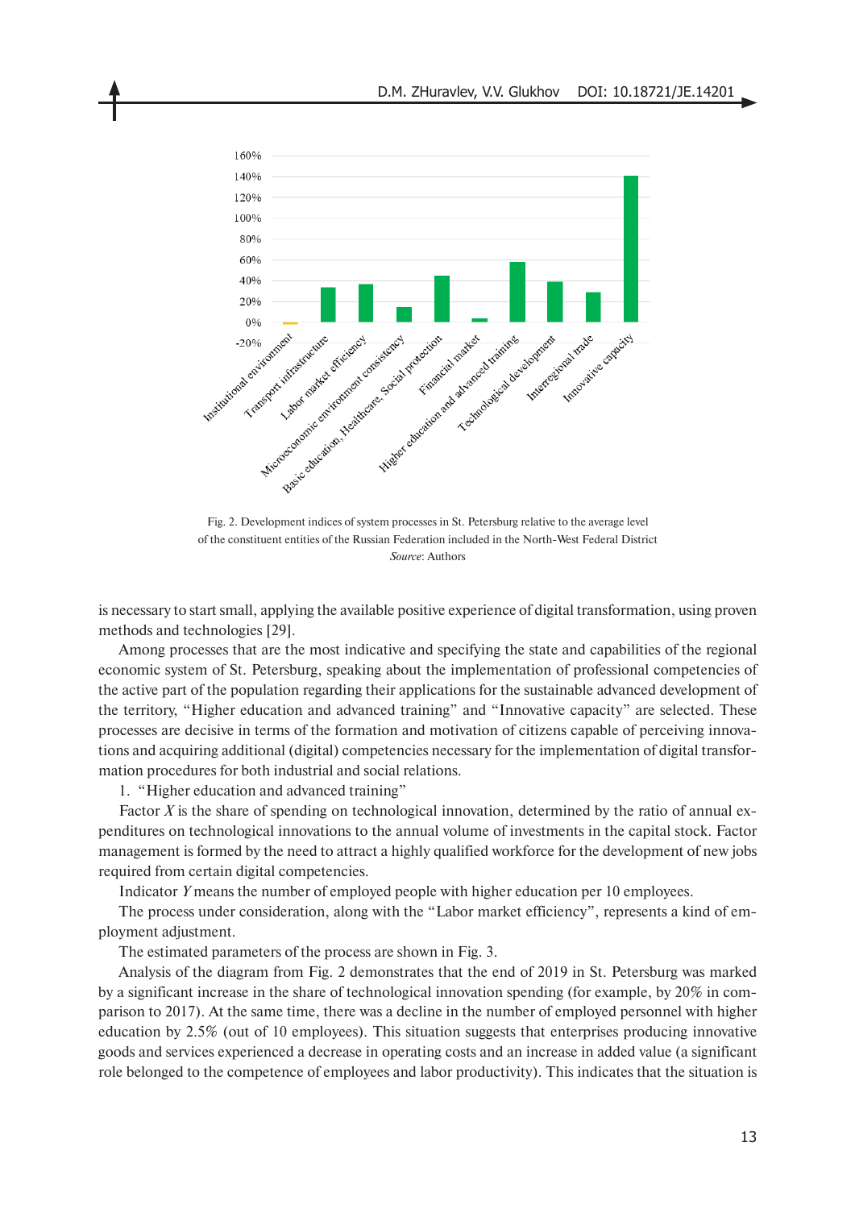Fig. 2. Development indices of system processes in St. Petersburg relative to the average level of the constituent entities of the Russian Federation included in the North-West Federal District

*Source*: Authors

is necessary to start small, applying the available positive experience of digital transformation, using proven methods and technologies [29].

Among processes that are the most indicative and specifying the state and capabilities of the regional economic system of St. Petersburg, speaking about the implementation of professional competencies of the active part of the population regarding their applications for the sustainable advanced development of the territory, "Higher education and advanced training" and "Innovative capacity" are selected. These processes are decisive in terms of the formation and motivation of citizens capable of perceiving innovations and acquiring additional (digital) competencies necessary for the implementation of digital transformation procedures for both industrial and social relations.

1. "Higher education and advanced training"

Factor $X$ is the share of spending on technological innovation, determined by the ratio of annual expenditures on technological innovations to the annual volume of investments in the capital stock. Factor management is formed by the need to attract a highly qualified workforce for the development of new jobs required from certain digital competencies.

Indicator $Y$ means the number of employed people with higher education per 10 employees.

The process under consideration, along with the "Labor market efficiency", represents a kind of employment adjustment.

The estimated parameters of the process are shown in Fig. 3.

Analysis of the diagram from Fig. 2 demonstrates that the end of 2019 in St. Petersburg was marked by a significant increase in the share of technological innovation spending (for example, by 20% in comparison to 2017). At the same time, there was a decline in the number of employed personnel with higher education by 2.5% (out of 10 employees). This situation suggests that enterprises producing innovative goods and services experienced a decrease in operating costs and an increase in added value (a significant role belonged to the competence of employees and labor productivity). This indicates that the situation is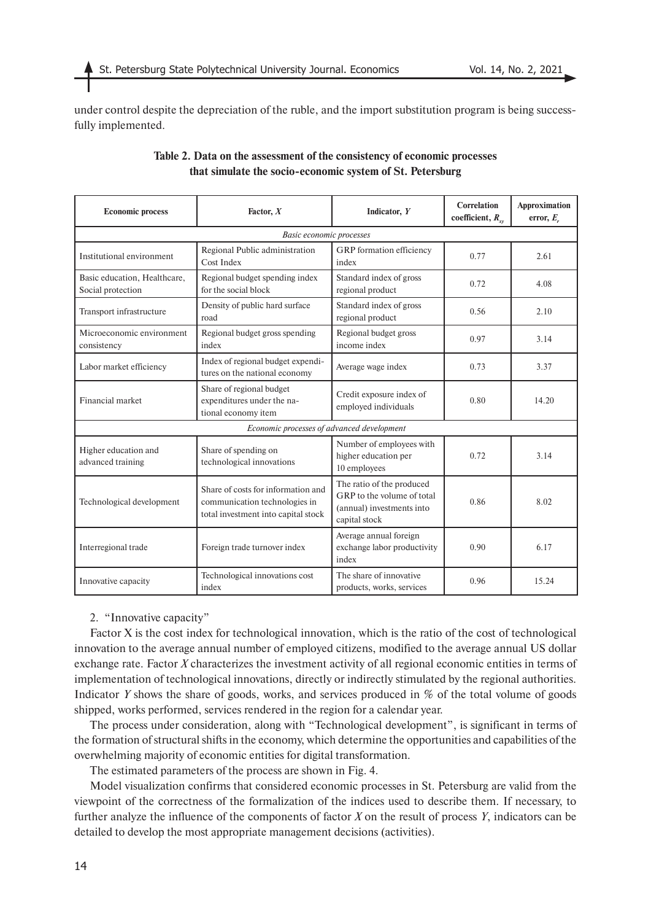under control despite the depreciation of the ruble, and the import substitution program is being successfully implemented.

**Table 2. Data on the assessment of the consistency of economic processes that simulate the socio-economic system of St. Petersburg**

| Economic process | Factor, $X$ | Indicator, $Y$ | Correlation coefficient, $R_{xy}$ | Approximation error, $E_r$ |
|---|---|---|---|---|
| *Basic economic processes* | | | | |
| Institutional environment | Regional Public administration Cost Index | GRP formation efficiency index | 0.77 | 2.61 |
| Basic education, Healthcare, Social protection | Regional budget spending index for the social block | Standard index of gross regional product | 0.72 | 4.08 |
| Transport infrastructure | Density of public hard surface road | Standard index of gross regional product | 0.56 | 2.10 |
| Microeconomic environment consistency | Regional budget gross spending index | Regional budget gross income index | 0.97 | 3.14 |
| Labor market efficiency | Index of regional budget expenditures on the national economy | Average wage index | 0.73 | 3.37 |
| Financial market | Share of regional budget expenditures under the national economy item | Credit exposure index of employed individuals | 0.80 | 14.20 |
| *Economic processes of advanced development* | | | | |
| Higher education and advanced training | Share of spending on technological innovations | Number of employees with higher education per 10 employees | 0.72 | 3.14 |
| Technological development | Share of costs for information and communication technologies in total investment into capital stock | The ratio of the produced GRP to the volume of total (annual) investments into capital stock | 0.86 | 8.02 |
| Interregional trade | Foreign trade turnover index | Average annual foreign exchange labor productivity index | 0.90 | 6.17 |
| Innovative capacity | Technological innovations cost index | The share of innovative products, works, services | 0.96 | 15.24 |

2. "Innovative capacity"

Factor X is the cost index for technological innovation, which is the ratio of the cost of technological innovation to the average annual number of employed citizens, modified to the average annual US dollar exchange rate. Factor *X* characterizes the investment activity of all regional economic entities in terms of implementation of technological innovations, directly or indirectly stimulated by the regional authorities. Indicator *Y* shows the share of goods, works, and services produced in % of the total volume of goods shipped, works performed, services rendered in the region for a calendar year.

The process under consideration, along with "Technological development", is significant in terms of the formation of structural shifts in the economy, which determine the opportunities and capabilities of the overwhelming majority of economic entities for digital transformation.

The estimated parameters of the process are shown in Fig. 4.

Model visualization confirms that considered economic processes in St. Petersburg are valid from the viewpoint of the correctness of the formalization of the indices used to describe them. If necessary, to further analyze the influence of the components of factor *X* on the result of process *Y*, indicators can be detailed to develop the most appropriate management decisions (activities).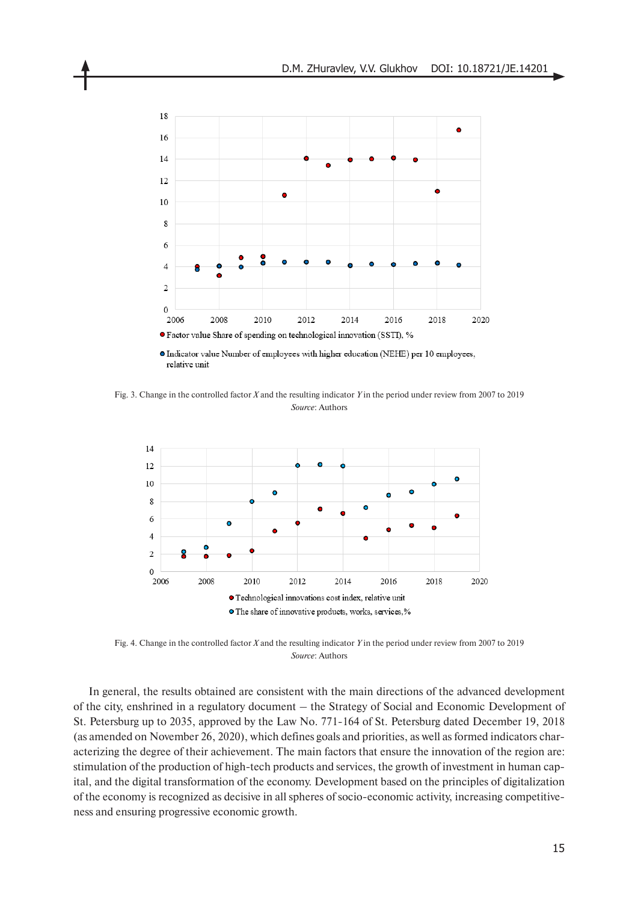Fig. 3. Change in the controlled factor *X* and the resulting indicator *Y* in the period under review from 2007 to 2019
*Source*: Authors

Fig. 4. Change in the controlled factor *X* and the resulting indicator *Y* in the period under review from 2007 to 2019
*Source*: Authors

In general, the results obtained are consistent with the main directions of the advanced development of the city, enshrined in a regulatory document – the Strategy of Social and Economic Development of St. Petersburg up to 2035, approved by the Law No. 771-164 of St. Petersburg dated December 19, 2018 (as amended on November 26, 2020), which defines goals and priorities, as well as formed indicators characterizing the degree of their achievement. The main factors that ensure the innovation of the region are: stimulation of the production of high-tech products and services, the growth of investment in human capital, and the digital transformation of the economy. Development based on the principles of digitalization of the economy is recognized as decisive in all spheres of socio-economic activity, increasing competitiveness and ensuring progressive economic growth.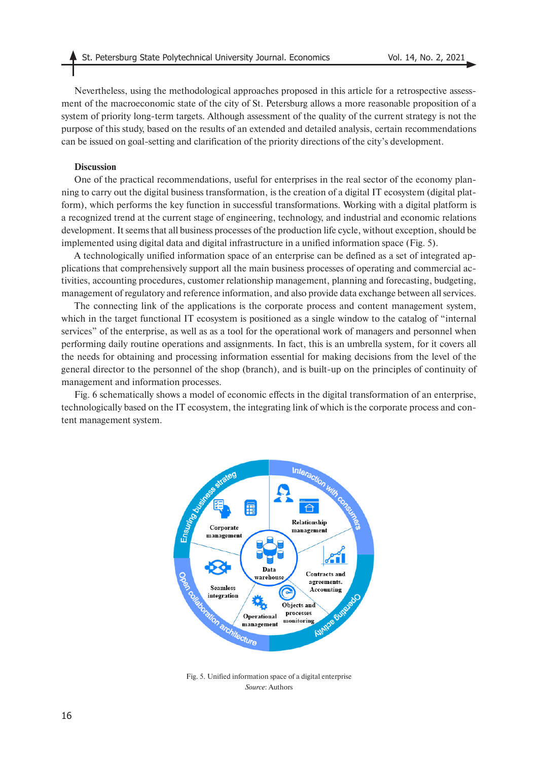Nevertheless, using the methodological approaches proposed in this article for a retrospective assessment of the macroeconomic state of the city of St. Petersburg allows a more reasonable proposition of a system of priority long-term targets. Although assessment of the quality of the current strategy is not the purpose of this study, based on the results of an extended and detailed analysis, certain recommendations can be issued on goal-setting and clarification of the priority directions of the city's development.

**Discussion**

One of the practical recommendations, useful for enterprises in the real sector of the economy planning to carry out the digital business transformation, is the creation of a digital IT ecosystem (digital platform), which performs the key function in successful transformations. Working with a digital platform is a recognized trend at the current stage of engineering, technology, and industrial and economic relations development. It seems that all business processes of the production life cycle, without exception, should be implemented using digital data and digital infrastructure in a unified information space (Fig. 5).

A technologically unified information space of an enterprise can be defined as a set of integrated applications that comprehensively support all the main business processes of operating and commercial activities, accounting procedures, customer relationship management, planning and forecasting, budgeting, management of regulatory and reference information, and also provide data exchange between all services.

The connecting link of the applications is the corporate process and content management system, which in the target functional IT ecosystem is positioned as a single window to the catalog of "internal services" of the enterprise, as well as a tool for the operational work of managers and personnel when performing daily routine operations and assignments. In fact, this is an umbrella system, for it covers all the needs for obtaining and processing information essential for making decisions from the level of the general director to the personnel of the shop (branch), and is built-up on the principles of continuity of management and information processes.

Fig. 6 schematically shows a model of economic effects in the digital transformation of an enterprise, technologically based on the IT ecosystem, the integrating link of which is the corporate process and content management system.

Fig. 5. Unified information space of a digital enterprise

*Source*: Authors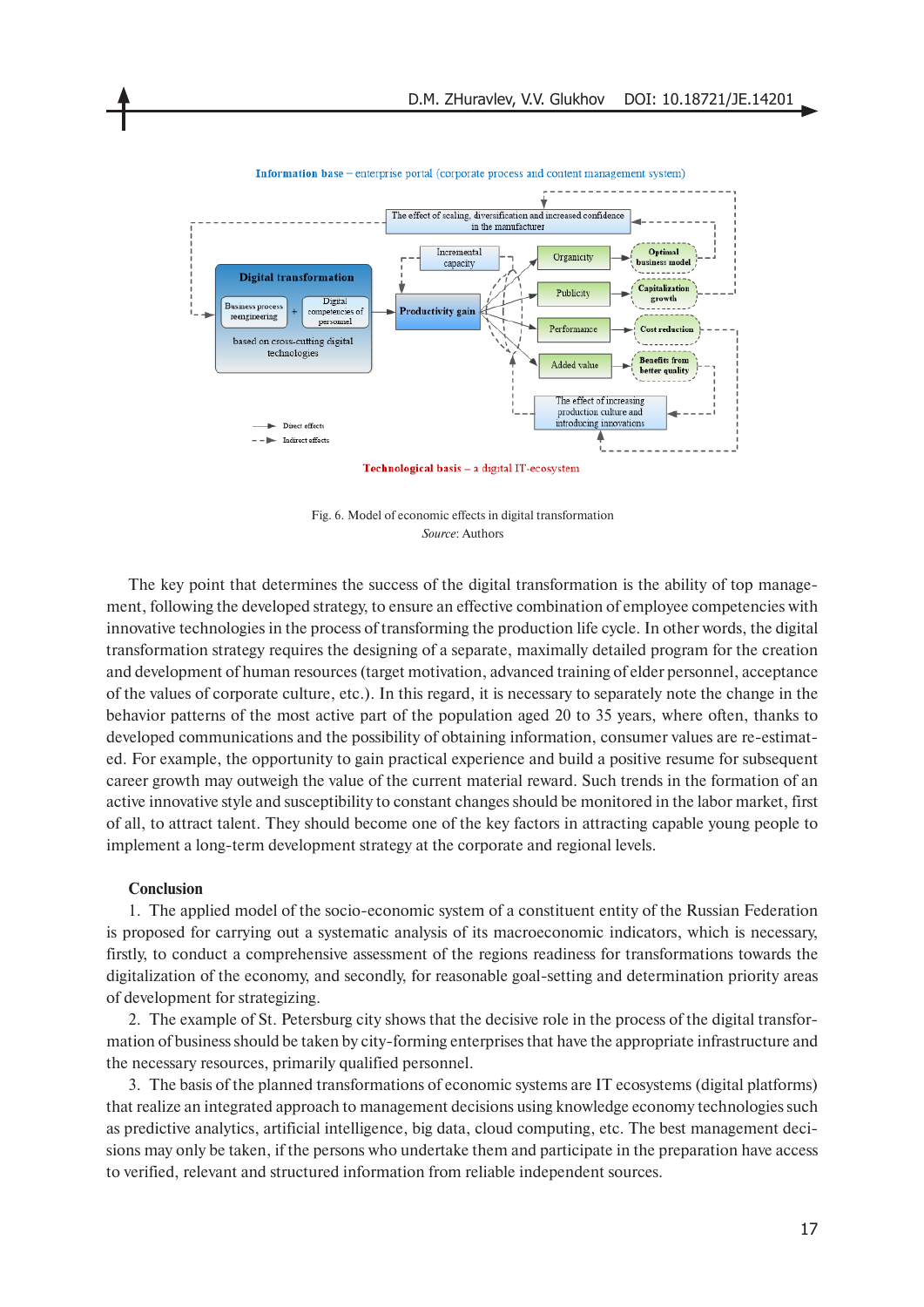Information base – enterprise portal (corporate process and content management system)

The effect of scaling, diversification and increased confidence in the manufacturer

Digital transformation

Business process reengineering + Digital competencies of personnel

based on cross-cutting digital technologies

Incremental capacity

Productivity gain

Organicity → Optimal business model

Publicity → Capitalization growth

Performance → Cost reduction

Added value → Benefits from better quality

The effect of increasing production culture and introducing innovations

Direct effects

Indirect effects

Technological basis – a digital IT-ecosystem

Fig. 6. Model of economic effects in digital transformation
*Source*: Authors

The key point that determines the success of the digital transformation is the ability of top management, following the developed strategy, to ensure an effective combination of employee competencies with innovative technologies in the process of transforming the production life cycle. In other words, the digital transformation strategy requires the designing of a separate, maximally detailed program for the creation and development of human resources (target motivation, advanced training of elder personnel, acceptance of the values of corporate culture, etc.). In this regard, it is necessary to separately note the change in the behavior patterns of the most active part of the population aged 20 to 35 years, where often, thanks to developed communications and the possibility of obtaining information, consumer values are re-estimated. For example, the opportunity to gain practical experience and build a positive resume for subsequent career growth may outweigh the value of the current material reward. Such trends in the formation of an active innovative style and susceptibility to constant changes should be monitored in the labor market, first of all, to attract talent. They should become one of the key factors in attracting capable young people to implement a long-term development strategy at the corporate and regional levels.

## Conclusion

1. The applied model of the socio-economic system of a constituent entity of the Russian Federation is proposed for carrying out a systematic analysis of its macroeconomic indicators, which is necessary, firstly, to conduct a comprehensive assessment of the regions readiness for transformations towards the digitalization of the economy, and secondly, for reasonable goal-setting and determination priority areas of development for strategizing.

2. The example of St. Petersburg city shows that the decisive role in the process of the digital transformation of business should be taken by city-forming enterprises that have the appropriate infrastructure and the necessary resources, primarily qualified personnel.

3. The basis of the planned transformations of economic systems are IT ecosystems (digital platforms) that realize an integrated approach to management decisions using knowledge economy technologies such as predictive analytics, artificial intelligence, big data, cloud computing, etc. The best management decisions may only be taken, if the persons who undertake them and participate in the preparation have access to verified, relevant and structured information from reliable independent sources.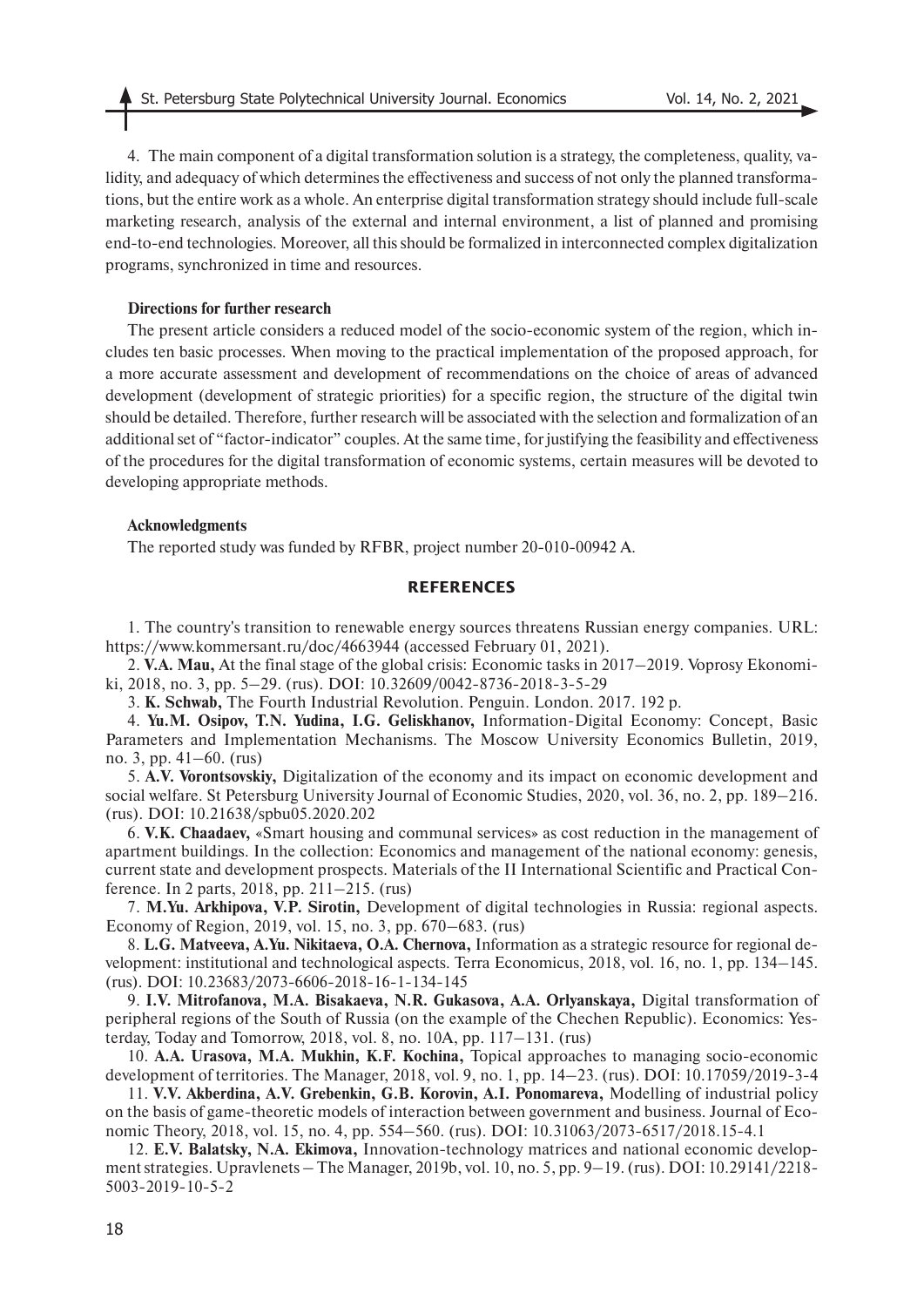4. The main component of a digital transformation solution is a strategy, the completeness, quality, validity, and adequacy of which determines the effectiveness and success of not only the planned transformations, but the entire work as a whole. An enterprise digital transformation strategy should include full-scale marketing research, analysis of the external and internal environment, a list of planned and promising end-to-end technologies. Moreover, all this should be formalized in interconnected complex digitalization programs, synchronized in time and resources.

**Directions for further research**

The present article considers a reduced model of the socio-economic system of the region, which includes ten basic processes. When moving to the practical implementation of the proposed approach, for a more accurate assessment and development of recommendations on the choice of areas of advanced development (development of strategic priorities) for a specific region, the structure of the digital twin should be detailed. Therefore, further research will be associated with the selection and formalization of an additional set of "factor-indicator" couples. At the same time, for justifying the feasibility and effectiveness of the procedures for the digital transformation of economic systems, certain measures will be devoted to developing appropriate methods.

**Acknowledgments**

The reported study was funded by RFBR, project number 20-010-00942 A.

## REFERENCES

1. The country's transition to renewable energy sources threatens Russian energy companies. URL: https://www.kommersant.ru/doc/4663944 (accessed February 01, 2021).

2. **V.A. Mau,** At the final stage of the global crisis: Economic tasks in 2017–2019. Voprosy Ekonomiki, 2018, no. 3, pp. 5–29. (rus). DOI: 10.32609/0042-8736-2018-3-5-29

3. **K. Schwab,** The Fourth Industrial Revolution. Penguin. London. 2017. 192 p.

4. **Yu.M. Osipov, T.N. Yudina, I.G. Geliskhanov,** Information-Digital Economy: Concept, Basic Parameters and Implementation Mechanisms. The Moscow University Economics Bulletin, 2019, no. 3, pp. 41–60. (rus)

5. **A.V. Vorontsovskiy,** Digitalization of the economy and its impact on economic development and social welfare. St Petersburg University Journal of Economic Studies, 2020, vol. 36, no. 2, pp. 189–216. (rus). DOI: 10.21638/spbu05.2020.202

6. **V.K. Chaadaev,** «Smart housing and communal services» as cost reduction in the management of apartment buildings. In the collection: Economics and management of the national economy: genesis, current state and development prospects. Materials of the II International Scientific and Practical Conference. In 2 parts, 2018, pp. 211–215. (rus)

7. **M.Yu. Arkhipova, V.P. Sirotin,** Development of digital technologies in Russia: regional aspects. Economy of Region, 2019, vol. 15, no. 3, pp. 670–683. (rus)

8. **L.G. Matveeva, A.Yu. Nikitaeva, O.A. Chernova,** Information as a strategic resource for regional development: institutional and technological aspects. Terra Economicus, 2018, vol. 16, no. 1, pp. 134–145. (rus). DOI: 10.23683/2073-6606-2018-16-1-134-145

9. **I.V. Mitrofanova, M.A. Bisakaeva, N.R. Gukasova, A.A. Orlyanskaya,** Digital transformation of peripheral regions of the South of Russia (on the example of the Chechen Republic). Economics: Yesterday, Today and Tomorrow, 2018, vol. 8, no. 10A, pp. 117–131. (rus)

10. **A.A. Urasova, M.A. Mukhin, K.F. Kochina,** Topical approaches to managing socio-economic development of territories. The Manager, 2018, vol. 9, no. 1, pp. 14–23. (rus). DOI: 10.17059/2019-3-4

11. **V.V. Akberdina, A.V. Grebenkin, G.B. Korovin, A.I. Ponomareva,** Modelling of industrial policy on the basis of game-theoretic models of interaction between government and business. Journal of Economic Theory, 2018, vol. 15, no. 4, pp. 554–560. (rus). DOI: 10.31063/2073-6517/2018.15-4.1

12. **E.V. Balatsky, N.A. Ekimova,** Innovation-technology matrices and national economic development strategies. Upravlenets – The Manager, 2019b, vol. 10, no. 5, pp. 9–19. (rus). DOI: 10.29141/2218-5003-2019-10-5-2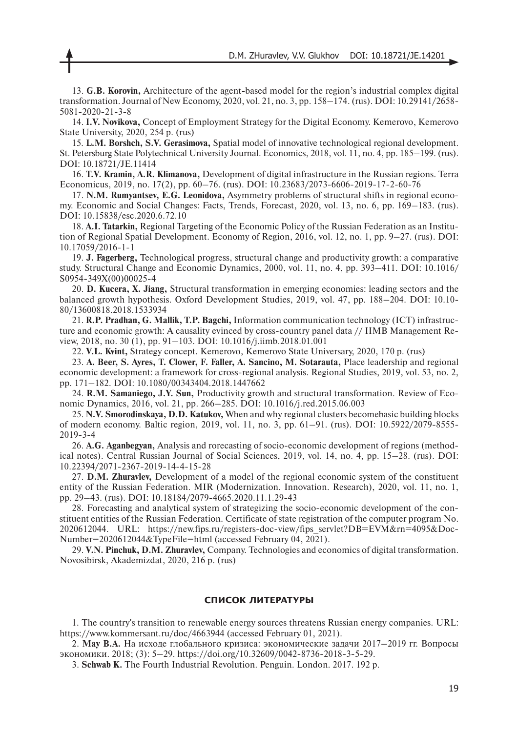13. **G.B. Korovin,** Architecture of the agent-based model for the region's industrial complex digital transformation. Journal of New Economy, 2020, vol. 21, no. 3, pp. 158–174. (rus). DOI: 10.29141/2658-5081-2020-21-3-8

14. **I.V. Novikova,** Concept of Employment Strategy for the Digital Economy. Kemerovo, Kemerovo State University, 2020, 254 p. (rus)

15. **L.M. Borshch, S.V. Gerasimova,** Spatial model of innovative technological regional development. St. Petersburg State Polytechnical University Journal. Economics, 2018, vol. 11, no. 4, pp. 185–199. (rus). DOI: 10.18721/JE.11414

16. **T.V. Kramin, A.R. Klimanova,** Development of digital infrastructure in the Russian regions. Terra Economicus, 2019, no. 17(2), pp. 60–76. (rus). DOI: 10.23683/2073-6606-2019-17-2-60-76

17. **N.M. Rumyantsev, E.G. Leonidova,** Asymmetry problems of structural shifts in regional economy. Economic and Social Changes: Facts, Trends, Forecast, 2020, vol. 13, no. 6, pp. 169–183. (rus). DOI: 10.15838/esc.2020.6.72.10

18. **A.I. Tatarkin,** Regional Targeting of the Economic Policy of the Russian Federation as an Institution of Regional Spatial Development. Economy of Region, 2016, vol. 12, no. 1, pp. 9–27. (rus). DOI: 10.17059/2016-1-1

19. **J. Fagerberg,** Technological progress, structural change and productivity growth: a comparative study. Structural Change and Economic Dynamics, 2000, vol. 11, no. 4, pp. 393–411. DOI: 10.1016/S0954-349X(00)00025-4

20. **D. Kucera, X. Jiang,** Structural transformation in emerging economies: leading sectors and the balanced growth hypothesis. Oxford Development Studies, 2019, vol. 47, pp. 188–204. DOI: 10.1080/13600818.2018.1533934

21. **R.P. Pradhan, G. Mallik, T.P. Bagchi,** Information communication technology (ICT) infrastructure and economic growth: A causality evinced by cross-country panel data // IIMB Management Review, 2018, no. 30 (1), pp. 91–103. DOI: 10.1016/j.iimb.2018.01.001

22. **V.L. Kvint,** Strategy concept. Kemerovo, Kemerovo State Universary, 2020, 170 p. (rus)

23. **A. Beer, S. Ayres, T. Clower, F. Faller, A. Sancino, M. Sotarauta,** Place leadership and regional economic development: a framework for cross-regional analysis. Regional Studies, 2019, vol. 53, no. 2, pp. 171–182. DOI: 10.1080/00343404.2018.1447662

24. **R.M. Samaniego, J.Y. Sun,** Productivity growth and structural transformation. Review of Economic Dynamics, 2016, vol. 21, pp. 266–285. DOI: 10.1016/j.red.2015.06.003

25. **N.V. Smorodinskaya, D.D. Katukov,** When and why regional clusters becomebasic building blocks of modern economy. Baltic region, 2019, vol. 11, no. 3, pp. 61–91. (rus). DOI: 10.5922/2079-8555-2019-3-4

26. **A.G. Aganbegyan,** Analysis and rorecasting of socio-economic development of regions (methodical notes). Central Russian Journal of Social Sciences, 2019, vol. 14, no. 4, pp. 15–28. (rus). DOI: 10.22394/2071-2367-2019-14-4-15-28

27. **D.M. Zhuravlev,** Development of a model of the regional economic system of the constituent entity of the Russian Federation. MIR (Modernization. Innovation. Research), 2020, vol. 11, no. 1, pp. 29–43. (rus). DOI: 10.18184/2079-4665.2020.11.1.29-43

28. Forecasting and analytical system of strategizing the socio-economic development of the constituent entities of the Russian Federation. Certificate of state registration of the computer program No. 2020612044. URL: https://new.fips.ru/registers-doc-view/fips_servlet?DB=EVM&rn=4095&DocNumber=2020612044&TypeFile=html (accessed February 04, 2021).

29. **V.N. Pinchuk, D.M. Zhuravlev,** Company. Technologies and economics of digital transformation. Novosibirsk, Akademizdat, 2020, 216 p. (rus)

## СПИСОК ЛИТЕРАТУРЫ

1. The country's transition to renewable energy sources threatens Russian energy companies. URL: https://www.kommersant.ru/doc/4663944 (accessed February 01, 2021).

2. **Мау В.А.** На исходе глобального кризиса: экономические задачи 2017–2019 гг. Вопросы экономики. 2018; (3): 5–29. https://doi.org/10.32609/0042-8736-2018-3-5-29.

3. **Schwab K.** The Fourth Industrial Revolution. Penguin. London. 2017. 192 p.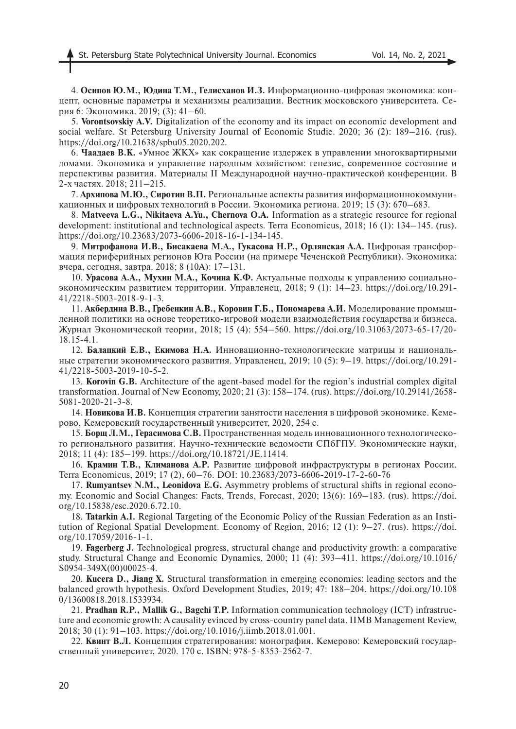4. **Осипов Ю.М., Юдина Т.М., Гелисханов И.З.** Информационно-цифровая экономика: концепт, основные параметры и механизмы реализации. Вестник московского университета. Серия 6: Экономика. 2019; (3): 41–60.

5. **Vorontsovskiy A.V.** Digitalization of the economy and its impact on economic development and social welfare. St Petersburg University Journal of Economic Studie. 2020; 36 (2): 189–216. (rus). https://doi.org/10.21638/spbu05.2020.202.

6. **Чаадаев В.К.** «Умное ЖКХ» как сокращение издержек в управлении многоквартирными домами. Экономика и управление народным хозяйством: генезис, современное состояние и перспективы развития. Материалы II Международной научно-практической конференции. В 2-х частях. 2018; 211–215.

7. **Архипова М.Ю., Сиротин В.П.** Региональные аспекты развития информационнокоммуникационных и цифровых технологий в России. Экономика региона. 2019; 15 (3): 670–683.

8. **Matveeva L.G., Nikitaeva A.Yu., Chernova O.A.** Information as a strategic resource for regional development: institutional and technological aspects. Terra Economicus, 2018; 16 (1): 134–145. (rus). https://doi.org/10.23683/2073-6606-2018-16-1-134-145.

9. **Митрофанова И.В., Бисакаева М.А., Гукасова Н.Р., Орлянская А.А.** Цифровая трансформация периферийных регионов Юга России (на примере Чеченской Республики). Экономика: вчера, сегодня, завтра. 2018; 8 (10А): 17–131.

10. **Урасова А.А., Мухин М.А., Кочина К.Ф.** Актуальные подходы к управлению социально-экономическим развитием территории. Управленец, 2018; 9 (1): 14–23. https://doi.org/10.291-41/2218-5003-2018-9-1-3.

11. **Акбердина В.В., Гребенкин А.В., Коровин Г.Б., Пономарева А.И.** Моделирование промышленной политики на основе теоретико-игровой модели взаимодействия государства и бизнеса. Журнал Экономической теории, 2018; 15 (4): 554–560. https://doi.org/10.31063/2073-65-17/20-18.15-4.1.

12. **Балацкий Е.В., Екимова Н.А.** Инновационно-технологические матрицы и национальные стратегии экономического развития. Управленец, 2019; 10 (5): 9–19. https://doi.org/10.291-41/2218-5003-2019-10-5-2.

13. **Korovin G.B.** Architecture of the agent-based model for the region's industrial complex digital transformation. Journal of New Economy, 2020; 21 (3): 158–174. (rus). https://doi.org/10.29141/2658-5081-2020-21-3-8.

14. **Новикова И.В.** Концепция стратегии занятости населения в цифровой экономике. Кемерово, Кемеровский государственный университет, 2020, 254 с.

15. **Борщ Л.М., Герасимова С.В.** Пространственная модель инновационного технологического регионального развития. Научно-технические ведомости СПбГПУ. Экономические науки, 2018; 11 (4): 185–199. https://doi.org/10.18721/JE.11414.

16. **Крамин Т.В., Климанова А.Р.** Развитие цифровой инфраструктуры в регионах России. Terra Economicus, 2019; 17 (2), 60–76. DOI: 10.23683/2073-6606-2019-17-2-60-76

17. **Rumyantsev N.M., Leonidova E.G.** Asymmetry problems of structural shifts in regional economy. Economic and Social Changes: Facts, Trends, Forecast, 2020; 13(6): 169–183. (rus). https://doi.org/10.15838/esc.2020.6.72.10.

18. **Tatarkin A.I.** Regional Targeting of the Economic Policy of the Russian Federation as an Institution of Regional Spatial Development. Economy of Region, 2016; 12 (1): 9–27. (rus). https://doi.org/10.17059/2016-1-1.

19. **Fagerberg J.** Technological progress, structural change and productivity growth: a comparative study. Structural Change and Economic Dynamics, 2000; 11 (4): 393–411. https://doi.org/10.1016/S0954-349X(00)00025-4.

20. **Kucera D., Jiang X.** Structural transformation in emerging economies: leading sectors and the balanced growth hypothesis. Oxford Development Studies, 2019; 47: 188–204. https://doi.org/10.1080/13600818.2018.1533934.

21. **Pradhan R.P., Mallik G., Bagchi T.P.** Information communication technology (ICT) infrastructure and economic growth: A causality evinced by cross-country panel data. IIMB Management Review, 2018; 30 (1): 91–103. https://doi.org/10.1016/j.iimb.2018.01.001.

22. **Квинт В.Л.** Концепция стратегирования: монография. Кемерово: Кемеровский государственный университет, 2020. 170 с. ISBN: 978-5-8353-2562-7.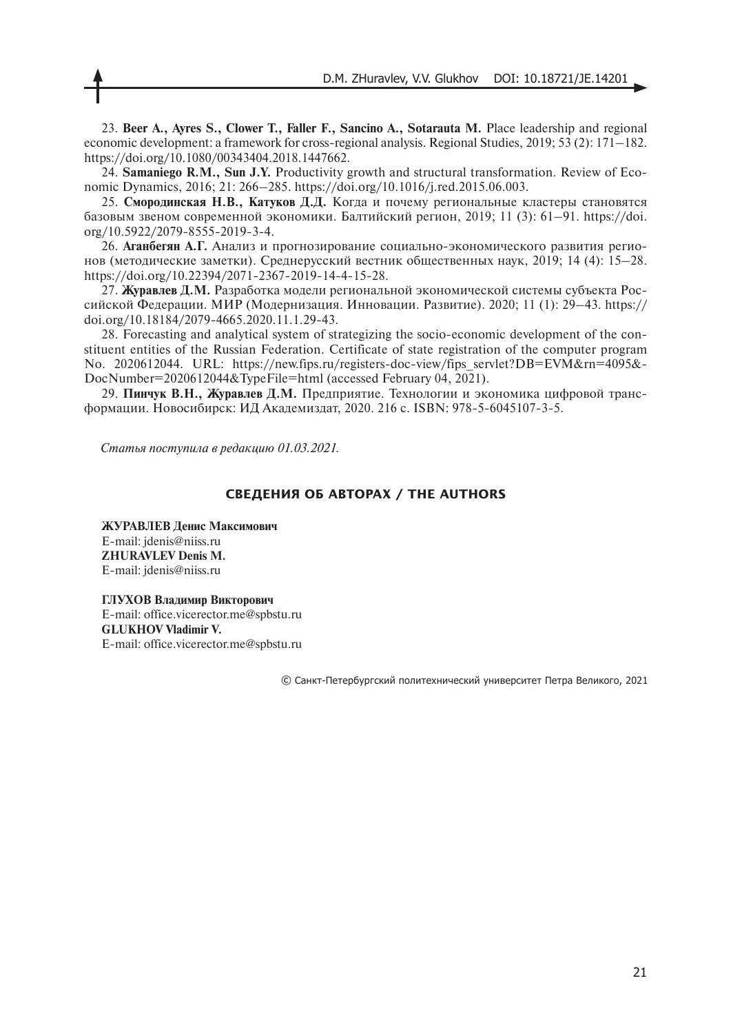23. **Beer A., Ayres S., Clower T., Faller F., Sancino A., Sotarauta M.** Place leadership and regional economic development: a framework for cross-regional analysis. Regional Studies, 2019; 53 (2): 171–182. https://doi.org/10.1080/00343404.2018.1447662.

24. **Samaniego R.M., Sun J.Y.** Productivity growth and structural transformation. Review of Economic Dynamics, 2016; 21: 266–285. https://doi.org/10.1016/j.red.2015.06.003.

25. **Смородинская Н.В., Катуков Д.Д.** Когда и почему региональные кластеры становятся базовым звеном современной экономики. Балтийский регион, 2019; 11 (3): 61–91. https://doi.org/10.5922/2079-8555-2019-3-4.

26. **Аганбегян А.Г.** Анализ и прогнозирование социально-экономического развития регионов (методические заметки). Среднерусский вестник общественных наук, 2019; 14 (4): 15–28. https://doi.org/10.22394/2071-2367-2019-14-4-15-28.

27. **Журавлев Д.М.** Разработка модели региональной экономической системы субъекта Российской Федерации. МИР (Модернизация. Инновации. Развитие). 2020; 11 (1): 29–43. https://doi.org/10.18184/2079-4665.2020.11.1.29-43.

28. Forecasting and analytical system of strategizing the socio-economic development of the constituent entities of the Russian Federation. Certificate of state registration of the computer program No. 2020612044. URL: https://new.fips.ru/registers-doc-view/fips_servlet?DB=EVM&rn=4095&DocNumber=2020612044&TypeFile=html (accessed February 04, 2021).

29. **Пинчук В.Н., Журавлев Д.М.** Предприятие. Технологии и экономика цифровой трансформации. Новосибирск: ИД Академиздат, 2020. 216 с. ISBN: 978-5-6045107-3-5.

*Статья поступила в редакцию 01.03.2021.*

## СВЕДЕНИЯ ОБ АВТОРАХ / THE AUTHORS

**ЖУРАВЛЕВ Денис Максимович**
E-mail: jdenis@niiss.ru
**ZHURAVLEV Denis M.**
E-mail: jdenis@niiss.ru

**ГЛУХОВ Владимир Викторович**
E-mail: office.vicerector.me@spbstu.ru
**GLUKHOV Vladimir V.**
E-mail: office.vicerector.me@spbstu.ru

© Санкт-Петербургский политехнический университет Петра Великого, 2021